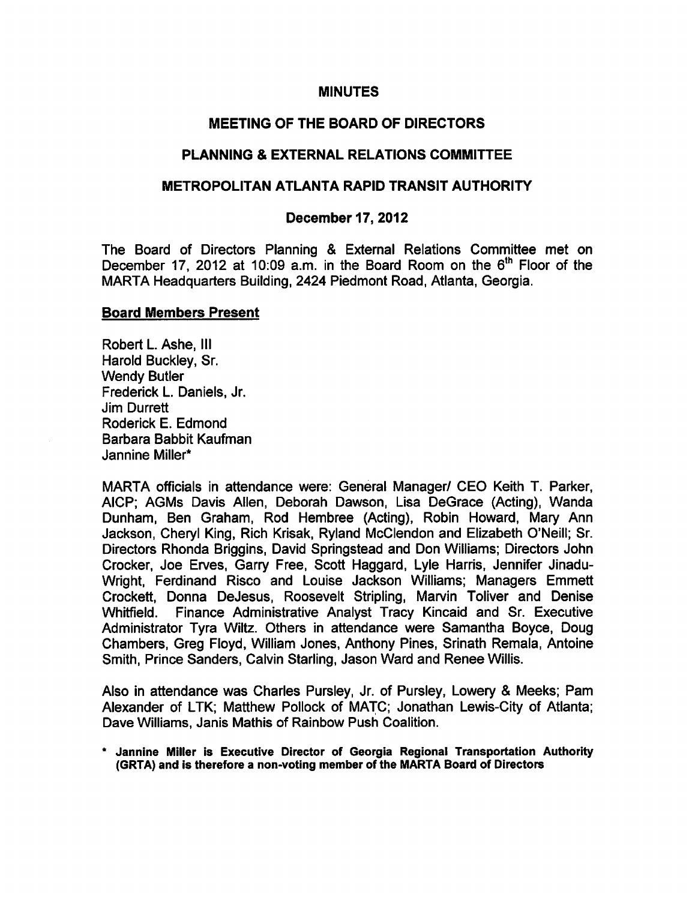# MINUTES

## MEETING OF THE BOARD OF DIRECTORS

## PLANNING & EXTERNAL RELATIONS COMMITTEE

## METROPOLITAN ATLANTA RAPID TRANSIT AUTHORITY

### December 17, 2012

The Board of Directors Planning & External Relations Committee met on December 17, 2012 at 10:09 a.m. in the Board Room on the 6th Floor of the MARTA Headquarters Building, 2424 Piedmont Road, Atlanta, Georgia.

**Board Members Present**

Robert L. Ashe, III
Harold Buckley, Sr.
Wendy Butler
Frederick L. Daniels, Jr.
Jim Durrett
Roderick E. Edmond
Barbara Babbit Kaufman
Jannine Miller*

MARTA officials in attendance were: General Manager/ CEO Keith T. Parker, AICP; AGMs Davis Allen, Deborah Dawson, Lisa DeGrace (Acting), Wanda Dunham, Ben Graham, Rod Hembree (Acting), Robin Howard, Mary Ann Jackson, Cheryl King, Rich Krisak, Ryland McClendon and Elizabeth O'Neill; Sr. Directors Rhonda Briggins, David Springstead and Don Williams; Directors John Crocker, Joe Erves, Garry Free, Scott Haggard, Lyle Harris, Jennifer Jinadu-Wright, Ferdinand Risco and Louise Jackson Williams; Managers Emmett Crockett, Donna DeJesus, Roosevelt Stripling, Marvin Toliver and Denise Whitfield. Finance Administrative Analyst Tracy Kincaid and Sr. Executive Administrator Tyra Wiltz. Others in attendance were Samantha Boyce, Doug Chambers, Greg Floyd, William Jones, Anthony Pines, Srinath Remala, Antoine Smith, Prince Sanders, Calvin Starling, Jason Ward and Renee Willis.

Also in attendance was Charles Pursley, Jr. of Pursley, Lowery & Meeks; Pam Alexander of LTK; Matthew Pollock of MATC; Jonathan Lewis-City of Atlanta; Dave Williams, Janis Mathis of Rainbow Push Coalition.

**\* Jannine Miller is Executive Director of Georgia Regional Transportation Authority (GRTA) and is therefore a non-voting member of the MARTA Board of Directors**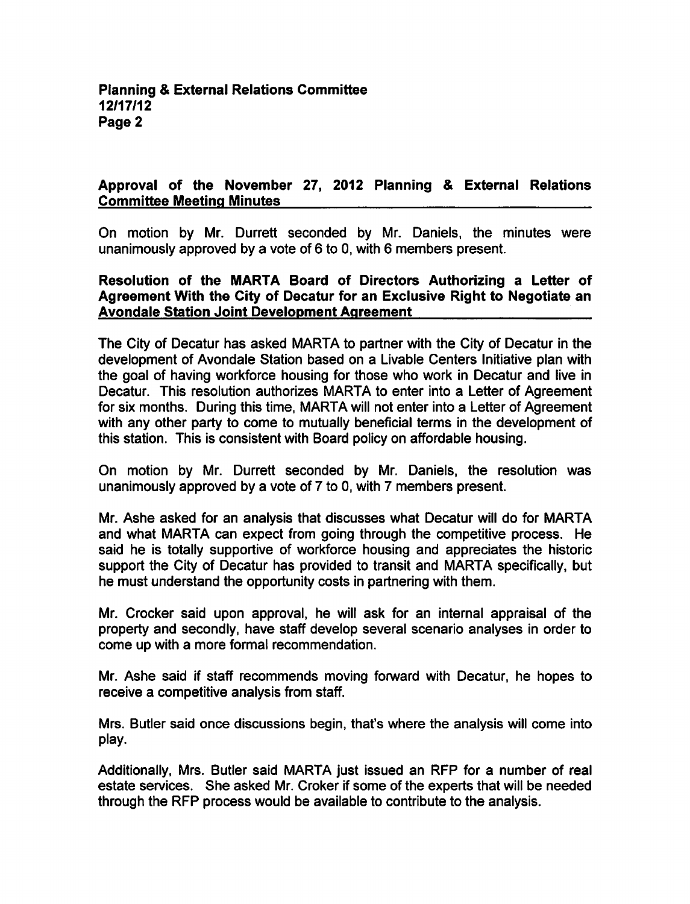**Approval of the November 27, 2012 Planning & External Relations Committee Meeting Minutes**

On motion by Mr. Durrett seconded by Mr. Daniels, the minutes were unanimously approved by a vote of 6 to 0, with 6 members present.

**Resolution of the MARTA Board of Directors Authorizing a Letter of Agreement With the City of Decatur for an Exclusive Right to Negotiate an Avondale Station Joint Development Agreement**

The City of Decatur has asked MARTA to partner with the City of Decatur in the development of Avondale Station based on a Livable Centers Initiative plan with the goal of having workforce housing for those who work in Decatur and live in Decatur. This resolution authorizes MARTA to enter into a Letter of Agreement for six months. During this time, MARTA will not enter into a Letter of Agreement with any other party to come to mutually beneficial terms in the development of this station. This is consistent with Board policy on affordable housing.

On motion by Mr. Durrett seconded by Mr. Daniels, the resolution was unanimously approved by a vote of 7 to 0, with 7 members present.

Mr. Ashe asked for an analysis that discusses what Decatur will do for MARTA and what MARTA can expect from going through the competitive process. He said he is totally supportive of workforce housing and appreciates the historic support the City of Decatur has provided to transit and MARTA specifically, but he must understand the opportunity costs in partnering with them.

Mr. Crocker said upon approval, he will ask for an internal appraisal of the property and secondly, have staff develop several scenario analyses in order to come up with a more formal recommendation.

Mr. Ashe said if staff recommends moving forward with Decatur, he hopes to receive a competitive analysis from staff.

Mrs. Butler said once discussions begin, that's where the analysis will come into play.

Additionally, Mrs. Butler said MARTA just issued an RFP for a number of real estate services. She asked Mr. Croker if some of the experts that will be needed through the RFP process would be available to contribute to the analysis.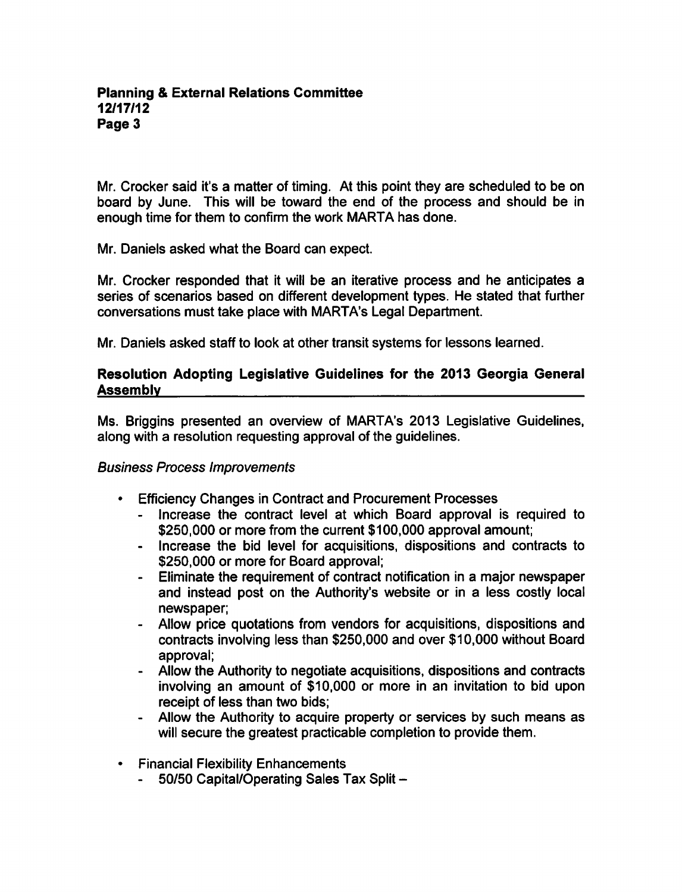Mr. Crocker said it's a matter of timing. At this point they are scheduled to be on board by June. This will be toward the end of the process and should be in enough time for them to confirm the work MARTA has done.

Mr. Daniels asked what the Board can expect.

Mr. Crocker responded that it will be an iterative process and he anticipates a series of scenarios based on different development types. He stated that further conversations must take place with MARTA's Legal Department.

Mr. Daniels asked staff to look at other transit systems for lessons learned.

## Resolution Adopting Legislative Guidelines for the 2013 Georgia General Assembly

Ms. Briggins presented an overview of MARTA's 2013 Legislative Guidelines, along with a resolution requesting approval of the guidelines.

*Business Process Improvements*

- Efficiency Changes in Contract and Procurement Processes
  - Increase the contract level at which Board approval is required to $250,000 or more from the current $100,000 approval amount;
  - Increase the bid level for acquisitions, dispositions and contracts to $250,000 or more for Board approval;
  - Eliminate the requirement of contract notification in a major newspaper and instead post on the Authority's website or in a less costly local newspaper;
  - Allow price quotations from vendors for acquisitions, dispositions and contracts involving less than $250,000 and over $10,000 without Board approval;
  - Allow the Authority to negotiate acquisitions, dispositions and contracts involving an amount of $10,000 or more in an invitation to bid upon receipt of less than two bids;
  - Allow the Authority to acquire property or services by such means as will secure the greatest practicable completion to provide them.
- Financial Flexibility Enhancements
  - 50/50 Capital/Operating Sales Tax Split –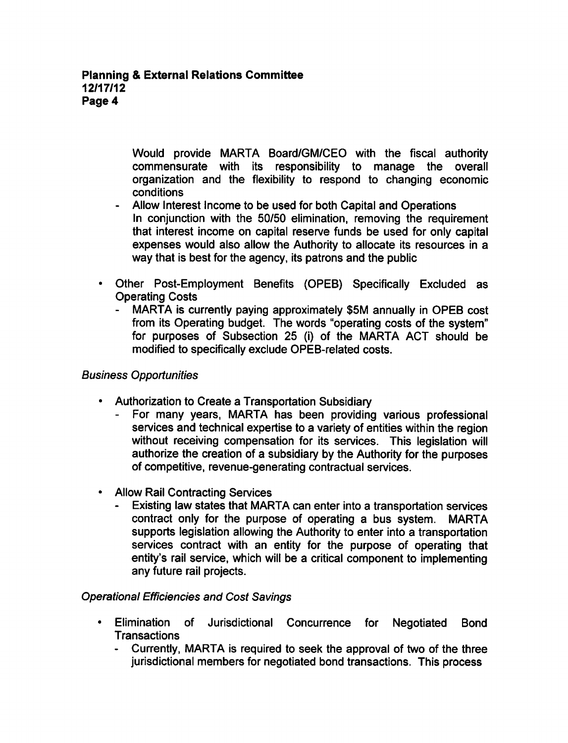Would provide MARTA Board/GM/CEO with the fiscal authority commensurate with its responsibility to manage the overall organization and the flexibility to respond to changing economic conditions

- Allow Interest Income to be used for both Capital and Operations
  In conjunction with the 50/50 elimination, removing the requirement that interest income on capital reserve funds be used for only capital expenses would also allow the Authority to allocate its resources in a way that is best for the agency, its patrons and the public

- Other Post-Employment Benefits (OPEB) Specifically Excluded as Operating Costs
  - MARTA is currently paying approximately $5M annually in OPEB cost from its Operating budget. The words "operating costs of the system" for purposes of Subsection 25 (i) of the MARTA ACT should be modified to specifically exclude OPEB-related costs.

*Business Opportunities*

- Authorization to Create a Transportation Subsidiary
  - For many years, MARTA has been providing various professional services and technical expertise to a variety of entities within the region without receiving compensation for its services. This legislation will authorize the creation of a subsidiary by the Authority for the purposes of competitive, revenue-generating contractual services.

- Allow Rail Contracting Services
  - Existing law states that MARTA can enter into a transportation services contract only for the purpose of operating a bus system. MARTA supports legislation allowing the Authority to enter into a transportation services contract with an entity for the purpose of operating that entity's rail service, which will be a critical component to implementing any future rail projects.

*Operational Efficiencies and Cost Savings*

- Elimination of Jurisdictional Concurrence for Negotiated Bond Transactions
  - Currently, MARTA is required to seek the approval of two of the three jurisdictional members for negotiated bond transactions. This process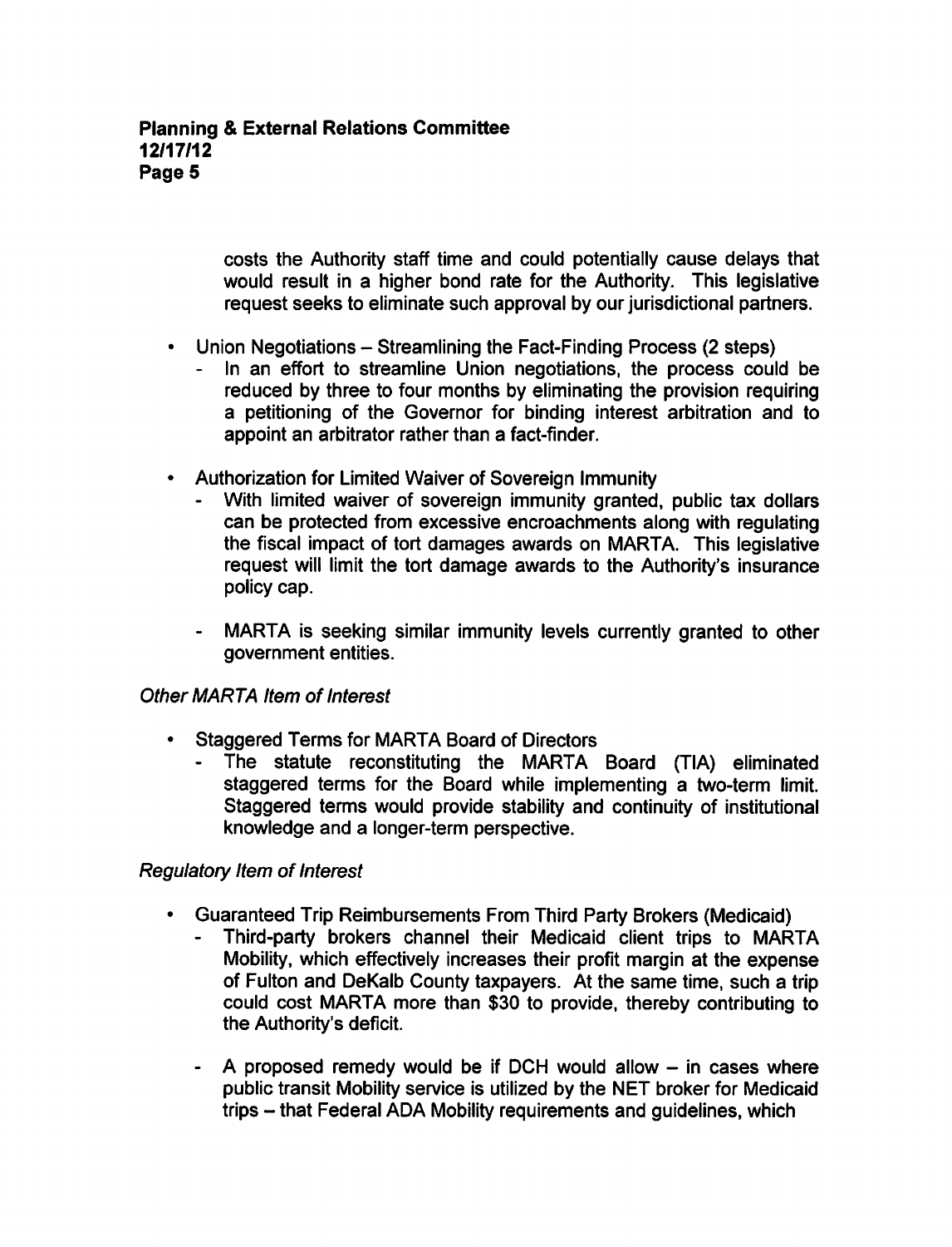costs the Authority staff time and could potentially cause delays that would result in a higher bond rate for the Authority. This legislative request seeks to eliminate such approval by our jurisdictional partners.

- Union Negotiations – Streamlining the Fact-Finding Process (2 steps)
  - In an effort to streamline Union negotiations, the process could be reduced by three to four months by eliminating the provision requiring a petitioning of the Governor for binding interest arbitration and to appoint an arbitrator rather than a fact-finder.

- Authorization for Limited Waiver of Sovereign Immunity
  - With limited waiver of sovereign immunity granted, public tax dollars can be protected from excessive encroachments along with regulating the fiscal impact of tort damages awards on MARTA. This legislative request will limit the tort damage awards to the Authority's insurance policy cap.

  - MARTA is seeking similar immunity levels currently granted to other government entities.

*Other MARTA Item of Interest*

- Staggered Terms for MARTA Board of Directors
  - The statute reconstituting the MARTA Board (TIA) eliminated staggered terms for the Board while implementing a two-term limit. Staggered terms would provide stability and continuity of institutional knowledge and a longer-term perspective.

*Regulatory Item of Interest*

- Guaranteed Trip Reimbursements From Third Party Brokers (Medicaid)
  - Third-party brokers channel their Medicaid client trips to MARTA Mobility, which effectively increases their profit margin at the expense of Fulton and DeKalb County taxpayers. At the same time, such a trip could cost MARTA more than $30 to provide, thereby contributing to the Authority's deficit.

  - A proposed remedy would be if DCH would allow – in cases where public transit Mobility service is utilized by the NET broker for Medicaid trips – that Federal ADA Mobility requirements and guidelines, which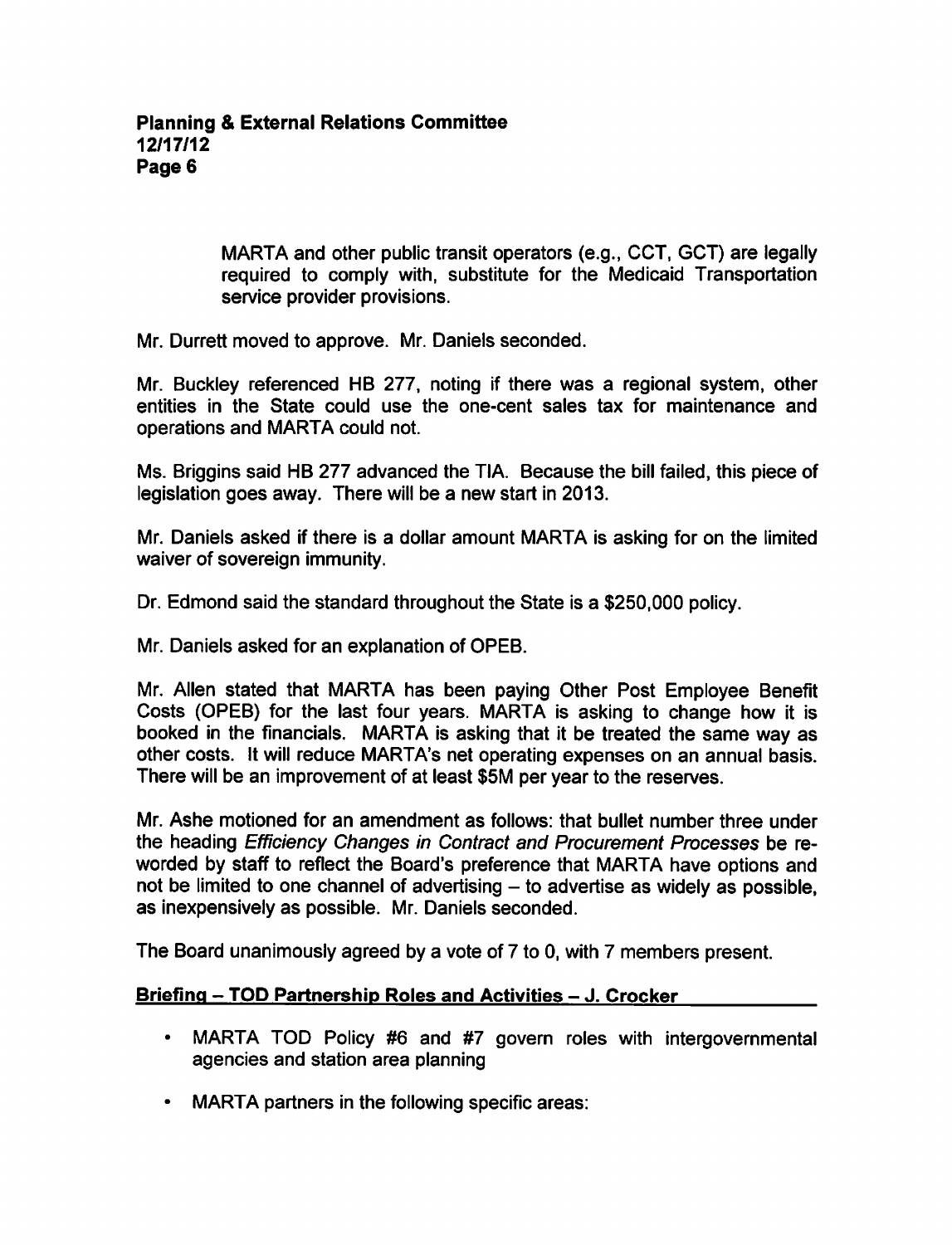MARTA and other public transit operators (e.g., CCT, GCT) are legally required to comply with, substitute for the Medicaid Transportation service provider provisions.

Mr. Durrett moved to approve. Mr. Daniels seconded.

Mr. Buckley referenced HB 277, noting if there was a regional system, other entities in the State could use the one-cent sales tax for maintenance and operations and MARTA could not.

Ms. Briggins said HB 277 advanced the TIA. Because the bill failed, this piece of legislation goes away. There will be a new start in 2013.

Mr. Daniels asked if there is a dollar amount MARTA is asking for on the limited waiver of sovereign immunity.

Dr. Edmond said the standard throughout the State is a $250,000 policy.

Mr. Daniels asked for an explanation of OPEB.

Mr. Allen stated that MARTA has been paying Other Post Employee Benefit Costs (OPEB) for the last four years. MARTA is asking to change how it is booked in the financials. MARTA is asking that it be treated the same way as other costs. It will reduce MARTA's net operating expenses on an annual basis. There will be an improvement of at least $5M per year to the reserves.

Mr. Ashe motioned for an amendment as follows: that bullet number three under the heading *Efficiency Changes in Contract and Procurement Processes* be re-worded by staff to reflect the Board's preference that MARTA have options and not be limited to one channel of advertising – to advertise as widely as possible, as inexpensively as possible. Mr. Daniels seconded.

The Board unanimously agreed by a vote of 7 to 0, with 7 members present.

**Briefing – TOD Partnership Roles and Activities – J. Crocker**

- MARTA TOD Policy #6 and #7 govern roles with intergovernmental agencies and station area planning
- MARTA partners in the following specific areas: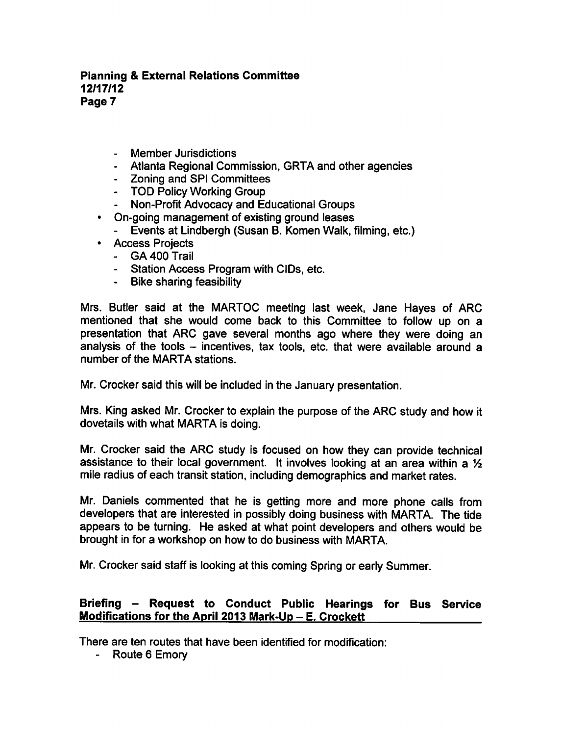- Member Jurisdictions
- Atlanta Regional Commission, GRTA and other agencies
- Zoning and SPI Committees
- TOD Policy Working Group
- Non-Profit Advocacy and Educational Groups

- On-going management of existing ground leases
  - Events at Lindbergh (Susan B. Komen Walk, filming, etc.)
- Access Projects
  - GA 400 Trail
  - Station Access Program with CIDs, etc.
  - Bike sharing feasibility

Mrs. Butler said at the MARTOC meeting last week, Jane Hayes of ARC mentioned that she would come back to this Committee to follow up on a presentation that ARC gave several months ago where they were doing an analysis of the tools – incentives, tax tools, etc. that were available around a number of the MARTA stations.

Mr. Crocker said this will be included in the January presentation.

Mrs. King asked Mr. Crocker to explain the purpose of the ARC study and how it dovetails with what MARTA is doing.

Mr. Crocker said the ARC study is focused on how they can provide technical assistance to their local government. It involves looking at an area within a ½ mile radius of each transit station, including demographics and market rates.

Mr. Daniels commented that he is getting more and more phone calls from developers that are interested in possibly doing business with MARTA. The tide appears to be turning. He asked at what point developers and others would be brought in for a workshop on how to do business with MARTA.

Mr. Crocker said staff is looking at this coming Spring or early Summer.

## Briefing – Request to Conduct Public Hearings for Bus Service Modifications for the April 2013 Mark-Up – E. Crockett

There are ten routes that have been identified for modification:

- Route 6 Emory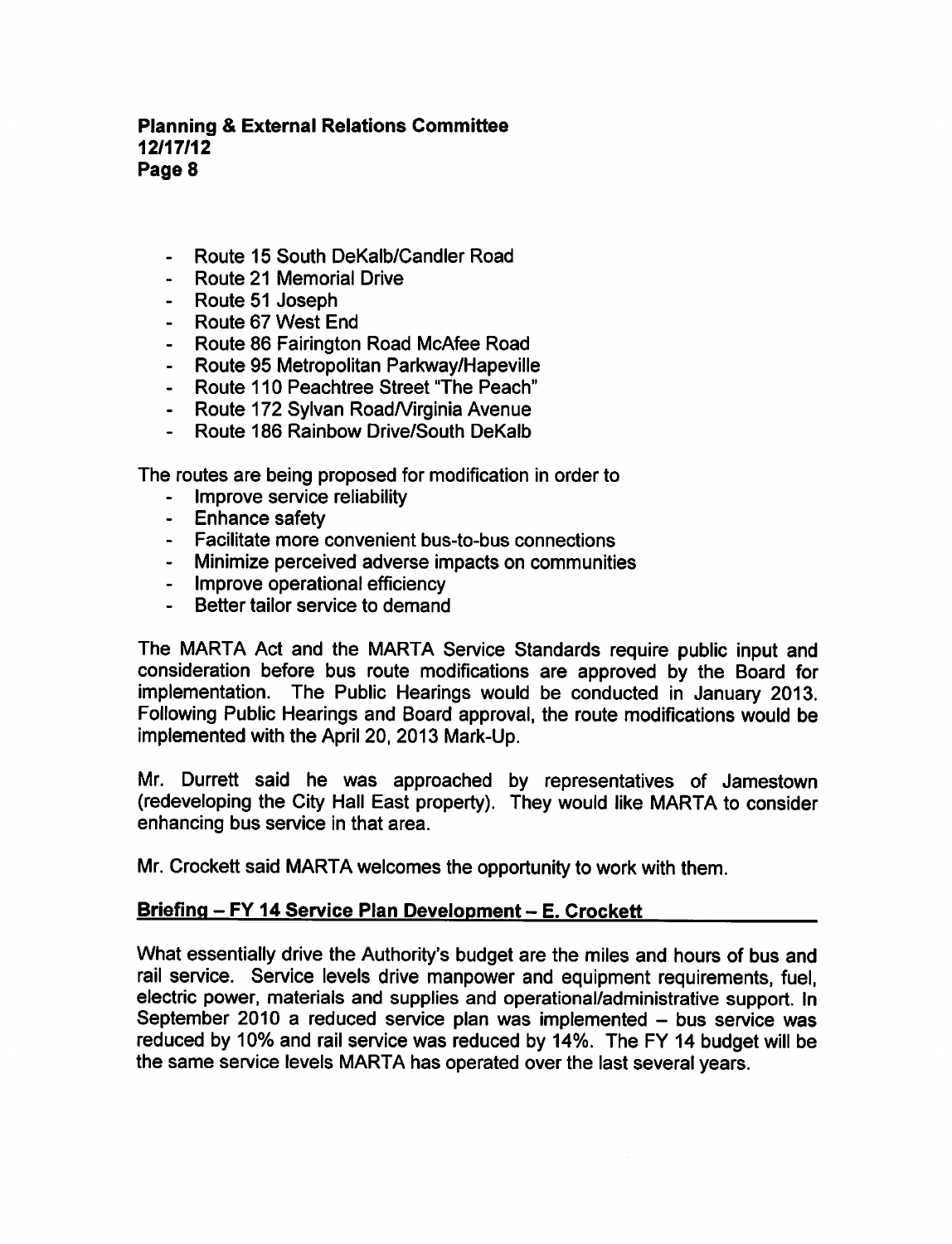- Route 15 South DeKalb/Candler Road
- Route 21 Memorial Drive
- Route 51 Joseph
- Route 67 West End
- Route 86 Fairington Road McAfee Road
- Route 95 Metropolitan Parkway/Hapeville
- Route 110 Peachtree Street "The Peach"
- Route 172 Sylvan Road/Virginia Avenue
- Route 186 Rainbow Drive/South DeKalb

The routes are being proposed for modification in order to

- Improve service reliability
- Enhance safety
- Facilitate more convenient bus-to-bus connections
- Minimize perceived adverse impacts on communities
- Improve operational efficiency
- Better tailor service to demand

The MARTA Act and the MARTA Service Standards require public input and consideration before bus route modifications are approved by the Board for implementation. The Public Hearings would be conducted in January 2013. Following Public Hearings and Board approval, the route modifications would be implemented with the April 20, 2013 Mark-Up.

Mr. Durrett said he was approached by representatives of Jamestown (redeveloping the City Hall East property). They would like MARTA to consider enhancing bus service in that area.

Mr. Crockett said MARTA welcomes the opportunity to work with them.

**Briefing – FY 14 Service Plan Development – E. Crockett**

What essentially drive the Authority's budget are the miles and hours of bus and rail service. Service levels drive manpower and equipment requirements, fuel, electric power, materials and supplies and operational/administrative support. In September 2010 a reduced service plan was implemented – bus service was reduced by 10% and rail service was reduced by 14%. The FY 14 budget will be the same service levels MARTA has operated over the last several years.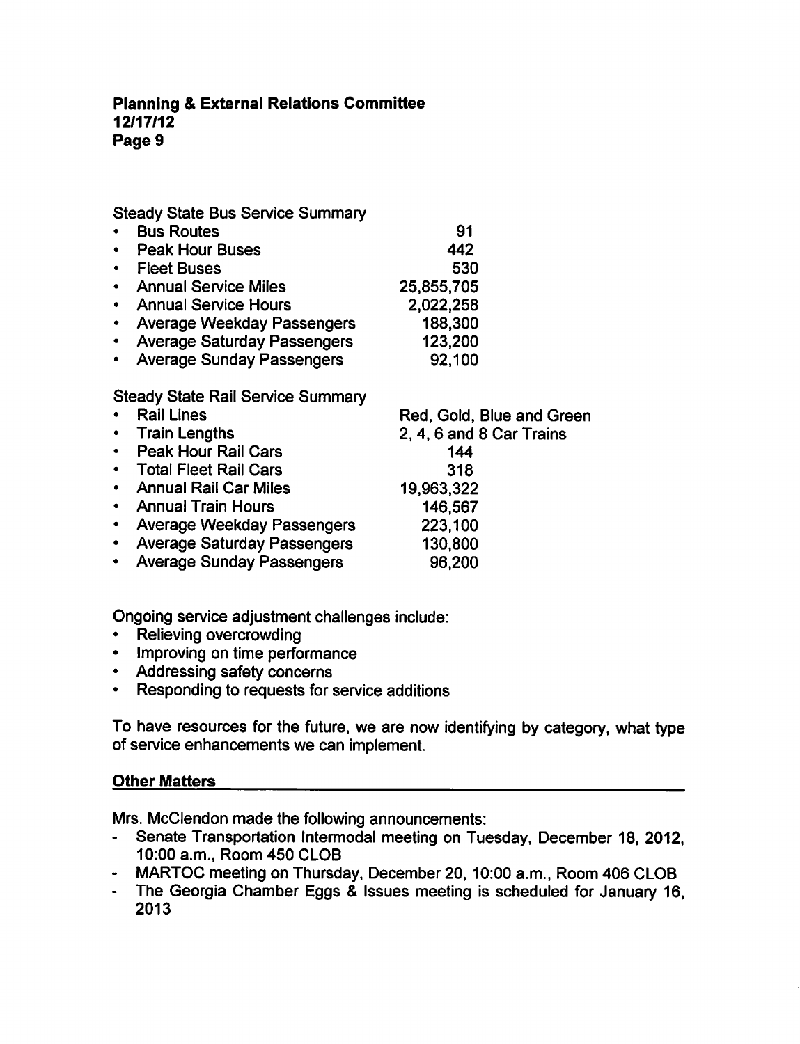Steady State Bus Service Summary

| | |
|---|---|
| • Bus Routes | 91 |
| • Peak Hour Buses | 442 |
| • Fleet Buses | 530 |
| • Annual Service Miles | 25,855,705 |
| • Annual Service Hours | 2,022,258 |
| • Average Weekday Passengers | 188,300 |
| • Average Saturday Passengers | 123,200 |
| • Average Sunday Passengers | 92,100 |

Steady State Rail Service Summary

| | |
|---|---|
| • Rail Lines | Red, Gold, Blue and Green |
| • Train Lengths | 2, 4, 6 and 8 Car Trains |
| • Peak Hour Rail Cars | 144 |
| • Total Fleet Rail Cars | 318 |
| • Annual Rail Car Miles | 19,963,322 |
| • Annual Train Hours | 146,567 |
| • Average Weekday Passengers | 223,100 |
| • Average Saturday Passengers | 130,800 |
| • Average Sunday Passengers | 96,200 |

Ongoing service adjustment challenges include:

- Relieving overcrowding
- Improving on time performance
- Addressing safety concerns
- Responding to requests for service additions

To have resources for the future, we are now identifying by category, what type of service enhancements we can implement.

## Other Matters

Mrs. McClendon made the following announcements:

- Senate Transportation Intermodal meeting on Tuesday, December 18, 2012, 10:00 a.m., Room 450 CLOB
- MARTOC meeting on Thursday, December 20, 10:00 a.m., Room 406 CLOB
- The Georgia Chamber Eggs & Issues meeting is scheduled for January 16, 2013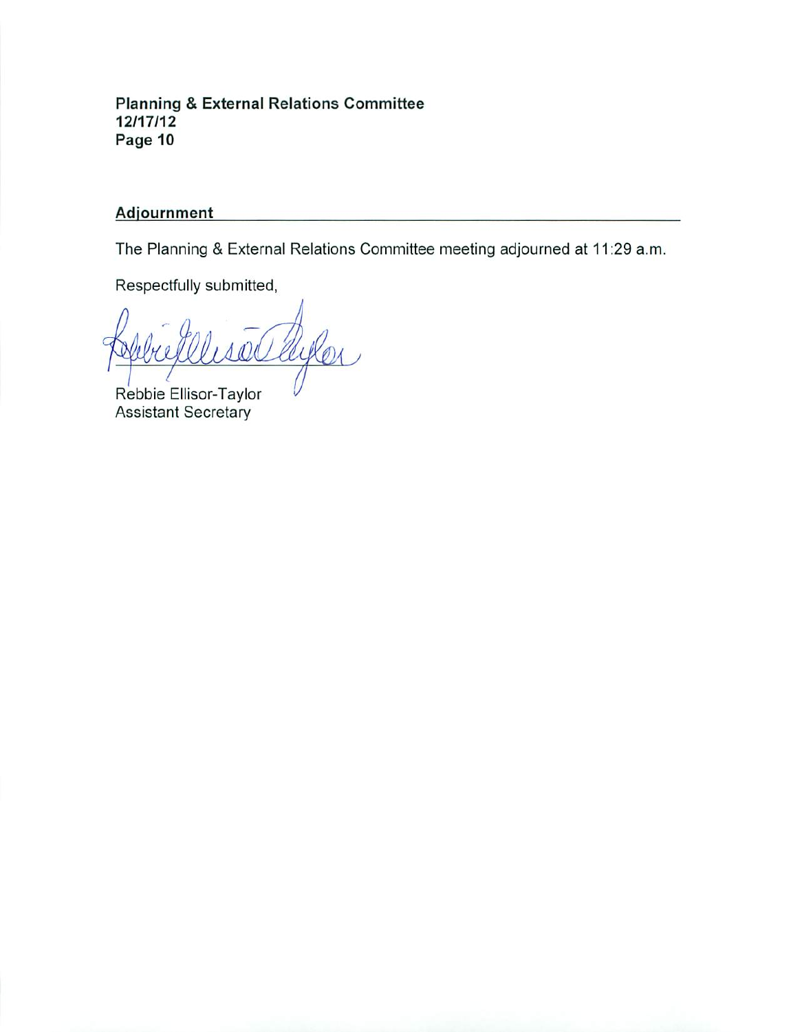## Adjournment

The Planning & External Relations Committee meeting adjourned at 11:29 a.m.

Respectfully submitted,

Rebbie Ellisor-Taylor
Assistant Secretary